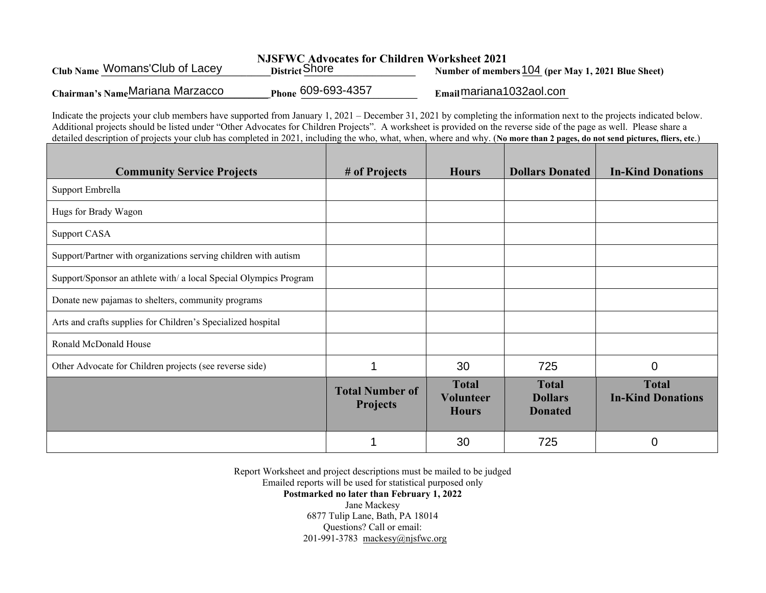# NJSFWC Advocates for Children Worksheet 2021

**Club Name** Womans'Club of Lacey **District** Shore **Number of members** 104 **(per May 1, 2021 Blue Sheet)**

**Chairman's Name** Mariana Marzacco **Phone** 609-693-4357 **Email** mariana1032aol.com

Indicate the projects your club members have supported from January 1, 2021 – December 31, 2021 by completing the information next to the projects indicated below. Additional projects should be listed under "Other Advocates for Children Projects". A worksheet is provided on the reverse side of the page as well. Please share a detailed description of projects your club has completed in 2021, including the who, what, when, where and why. (**No more than 2 pages, do not send pictures, fliers, etc.**)

| Community Service Projects | # of Projects | Hours | Dollars Donated | In-Kind Donations |
|---|---|---|---|---|
| Support Embrella | | | | |
| Hugs for Brady Wagon | | | | |
| Support CASA | | | | |
| Support/Partner with organizations serving children with autism | | | | |
| Support/Sponsor an athlete with/ a local Special Olympics Program | | | | |
| Donate new pajamas to shelters, community programs | | | | |
| Arts and crafts supplies for Children's Specialized hospital | | | | |
| Ronald McDonald House | | | | |
| Other Advocate for Children projects (see reverse side) | 1 | 30 | 725 | 0 |
| | **Total Number of Projects** | **Total Volunteer Hours** | **Total Dollars Donated** | **Total In-Kind Donations** |
| | 1 | 30 | 725 | 0 |

Report Worksheet and project descriptions must be mailed to be judged
Emailed reports will be used for statistical purposed only
**Postmarked no later than February 1, 2022**
Jane Mackesy
6877 Tulip Lane, Bath, PA 18014
Questions? Call or email:
201-991-3783 mackesy@njsfwc.org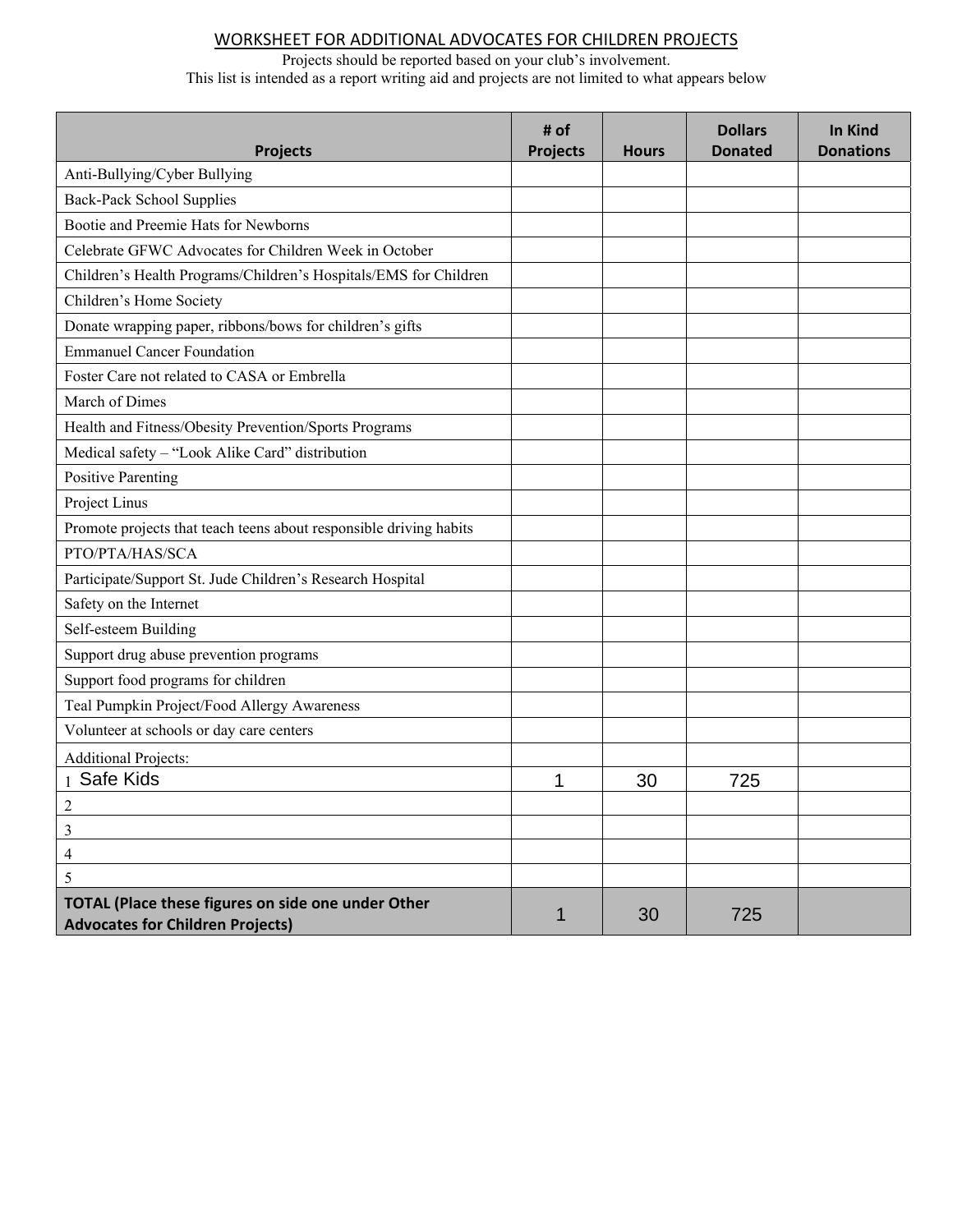## WORKSHEET FOR ADDITIONAL ADVOCATES FOR CHILDREN PROJECTS

Projects should be reported based on your club's involvement.
This list is intended as a report writing aid and projects are not limited to what appears below

| Projects | # of Projects | Hours | Dollars Donated | In Kind Donations |
|---|---|---|---|---|
| Anti-Bullying/Cyber Bullying | | | | |
| Back-Pack School Supplies | | | | |
| Bootie and Preemie Hats for Newborns | | | | |
| Celebrate GFWC Advocates for Children Week in October | | | | |
| Children's Health Programs/Children's Hospitals/EMS for Children | | | | |
| Children's Home Society | | | | |
| Donate wrapping paper, ribbons/bows for children's gifts | | | | |
| Emmanuel Cancer Foundation | | | | |
| Foster Care not related to CASA or Embrella | | | | |
| March of Dimes | | | | |
| Health and Fitness/Obesity Prevention/Sports Programs | | | | |
| Medical safety – "Look Alike Card" distribution | | | | |
| Positive Parenting | | | | |
| Project Linus | | | | |
| Promote projects that teach teens about responsible driving habits | | | | |
| PTO/PTA/HAS/SCA | | | | |
| Participate/Support St. Jude Children's Research Hospital | | | | |
| Safety on the Internet | | | | |
| Self-esteem Building | | | | |
| Support drug abuse prevention programs | | | | |
| Support food programs for children | | | | |
| Teal Pumpkin Project/Food Allergy Awareness | | | | |
| Volunteer at schools or day care centers | | | | |
| Additional Projects: | | | | |
| 1 Safe Kids | 1 | 30 | 725 | |
| 2 | | | | |
| 3 | | | | |
| 4 | | | | |
| 5 | | | | |
| **TOTAL (Place these figures on side one under Other Advocates for Children Projects)** | 1 | 30 | 725 | |